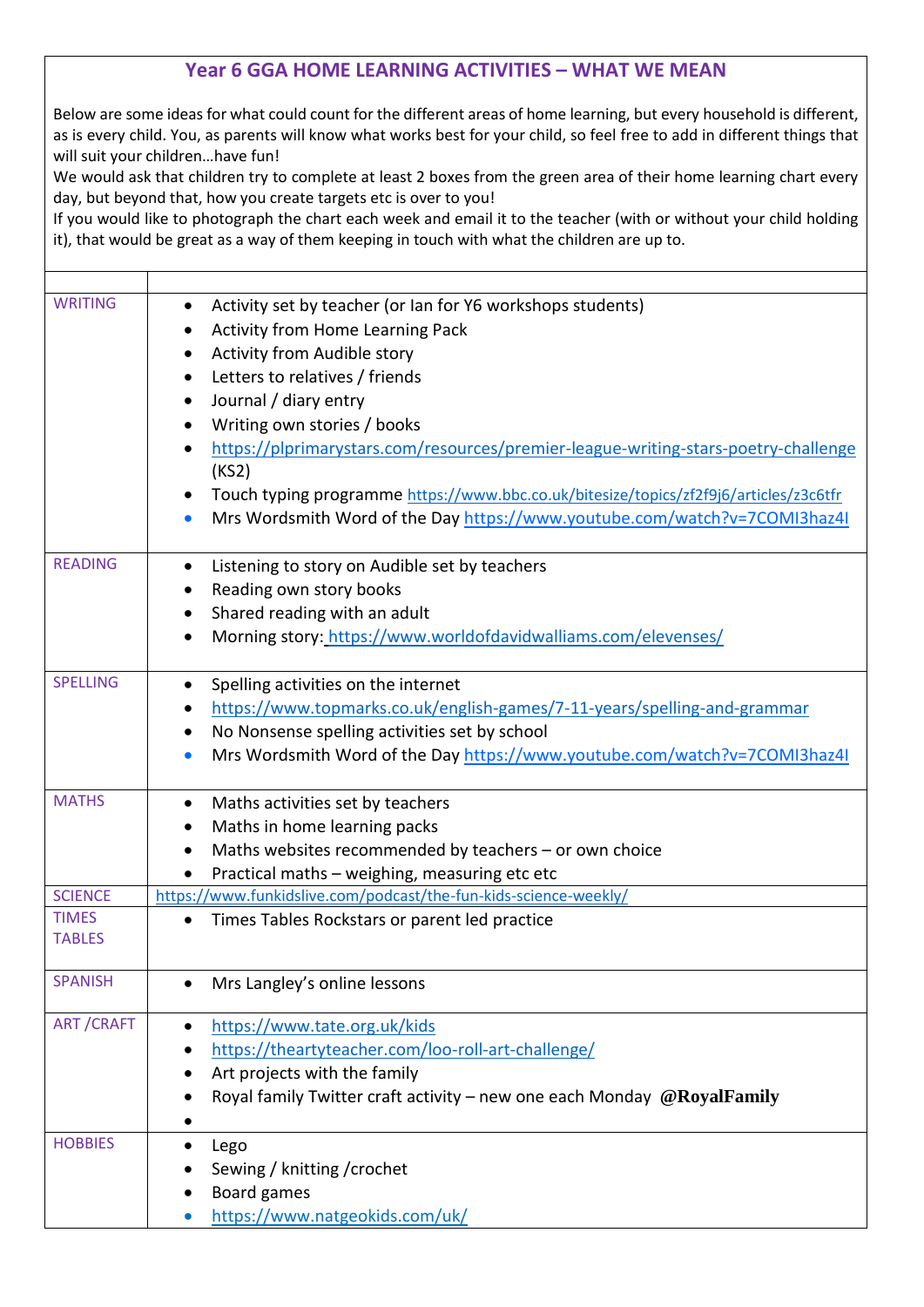# Year 6 GGA HOME LEARNING ACTIVITIES – WHAT WE MEAN

Below are some ideas for what could count for the different areas of home learning, but every household is different, as is every child. You, as parents will know what works best for your child, so feel free to add in different things that will suit your children…have fun!

We would ask that children try to complete at least 2 boxes from the green area of their home learning chart every day, but beyond that, how you create targets etc is over to you!

If you would like to photograph the chart each week and email it to the teacher (with or without your child holding it), that would be great as a way of them keeping in touch with what the children are up to.

| | |
|---|---|
| WRITING | • Activity set by teacher (or Ian for Y6 workshops students)<br>• Activity from Home Learning Pack<br>• Activity from Audible story<br>• Letters to relatives / friends<br>• Journal / diary entry<br>• Writing own stories / books<br>• https://plprimarystars.com/resources/premier-league-writing-stars-poetry-challenge (KS2)<br>• Touch typing programme https://www.bbc.co.uk/bitesize/topics/zf2f9j6/articles/z3c6tfr<br>• Mrs Wordsmith Word of the Day https://www.youtube.com/watch?v=7COMI3haz4I |
| READING | • Listening to story on Audible set by teachers<br>• Reading own story books<br>• Shared reading with an adult<br>• Morning story: https://www.worldofdavidwalliams.com/elevenses/ |
| SPELLING | • Spelling activities on the internet<br>• https://www.topmarks.co.uk/english-games/7-11-years/spelling-and-grammar<br>• No Nonsense spelling activities set by school<br>• Mrs Wordsmith Word of the Day https://www.youtube.com/watch?v=7COMI3haz4I |
| MATHS | • Maths activities set by teachers<br>• Maths in home learning packs<br>• Maths websites recommended by teachers – or own choice<br>• Practical maths – weighing, measuring etc etc |
| SCIENCE | https://www.funkidslive.com/podcast/the-fun-kids-science-weekly/ |
| TIMES TABLES | • Times Tables Rockstars or parent led practice |
| SPANISH | • Mrs Langley's online lessons |
| ART /CRAFT | • https://www.tate.org.uk/kids<br>• https://theartyteacher.com/loo-roll-art-challenge/<br>• Art projects with the family<br>• Royal family Twitter craft activity – new one each Monday **@RoyalFamily**<br>• |
| HOBBIES | • Lego<br>• Sewing / knitting /crochet<br>• Board games<br>• https://www.natgeokids.com/uk/ |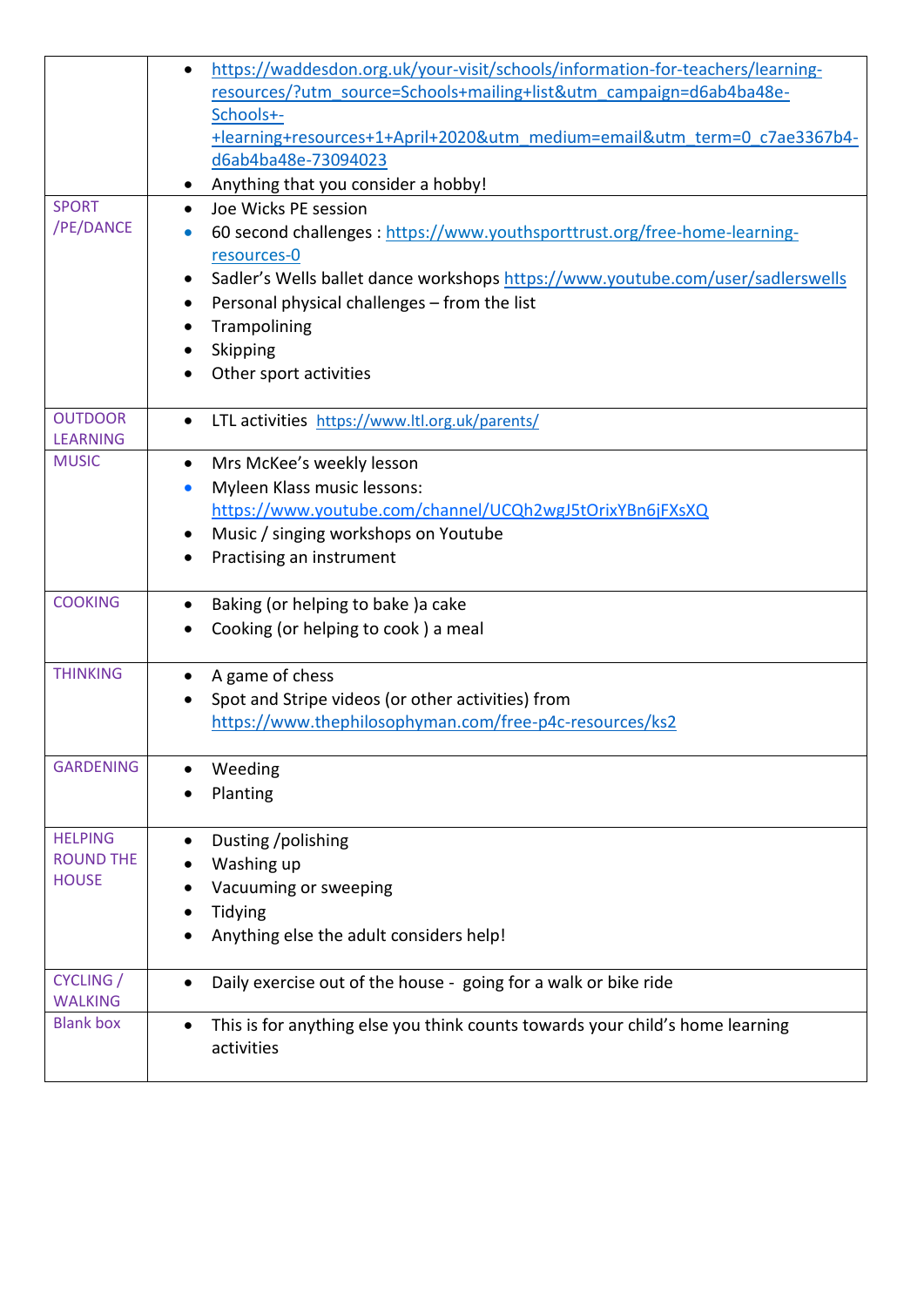| | |
|---|---|
| | • https://waddesdon.org.uk/your-visit/schools/information-for-teachers/learning-resources/?utm_source=Schools+mailing+list&utm_campaign=d6ab4ba48e-Schools+-+learning+resources+1+April+2020&utm_medium=email&utm_term=0_c7ae3367b4-d6ab4ba48e-73094023<br>• Anything that you consider a hobby! |
| SPORT /PE/DANCE | • Joe Wicks PE session<br>• 60 second challenges : https://www.youthsporttrust.org/free-home-learning-resources-0<br>• Sadler's Wells ballet dance workshops https://www.youtube.com/user/sadlerswells<br>• Personal physical challenges – from the list<br>• Trampolining<br>• Skipping<br>• Other sport activities |
| OUTDOOR LEARNING | • LTL activities https://www.ltl.org.uk/parents/ |
| MUSIC | • Mrs McKee's weekly lesson<br>• Myleen Klass music lessons: https://www.youtube.com/channel/UCQh2wgJ5tOrixYBn6jFXsXQ<br>• Music / singing workshops on Youtube<br>• Practising an instrument |
| COOKING | • Baking (or helping to bake )a cake<br>• Cooking (or helping to cook ) a meal |
| THINKING | • A game of chess<br>• Spot and Stripe videos (or other activities) from https://www.thephilosophyman.com/free-p4c-resources/ks2 |
| GARDENING | • Weeding<br>• Planting |
| HELPING ROUND THE HOUSE | • Dusting /polishing<br>• Washing up<br>• Vacuuming or sweeping<br>• Tidying<br>• Anything else the adult considers help! |
| CYCLING / WALKING | • Daily exercise out of the house - going for a walk or bike ride |
| Blank box | • This is for anything else you think counts towards your child's home learning activities |